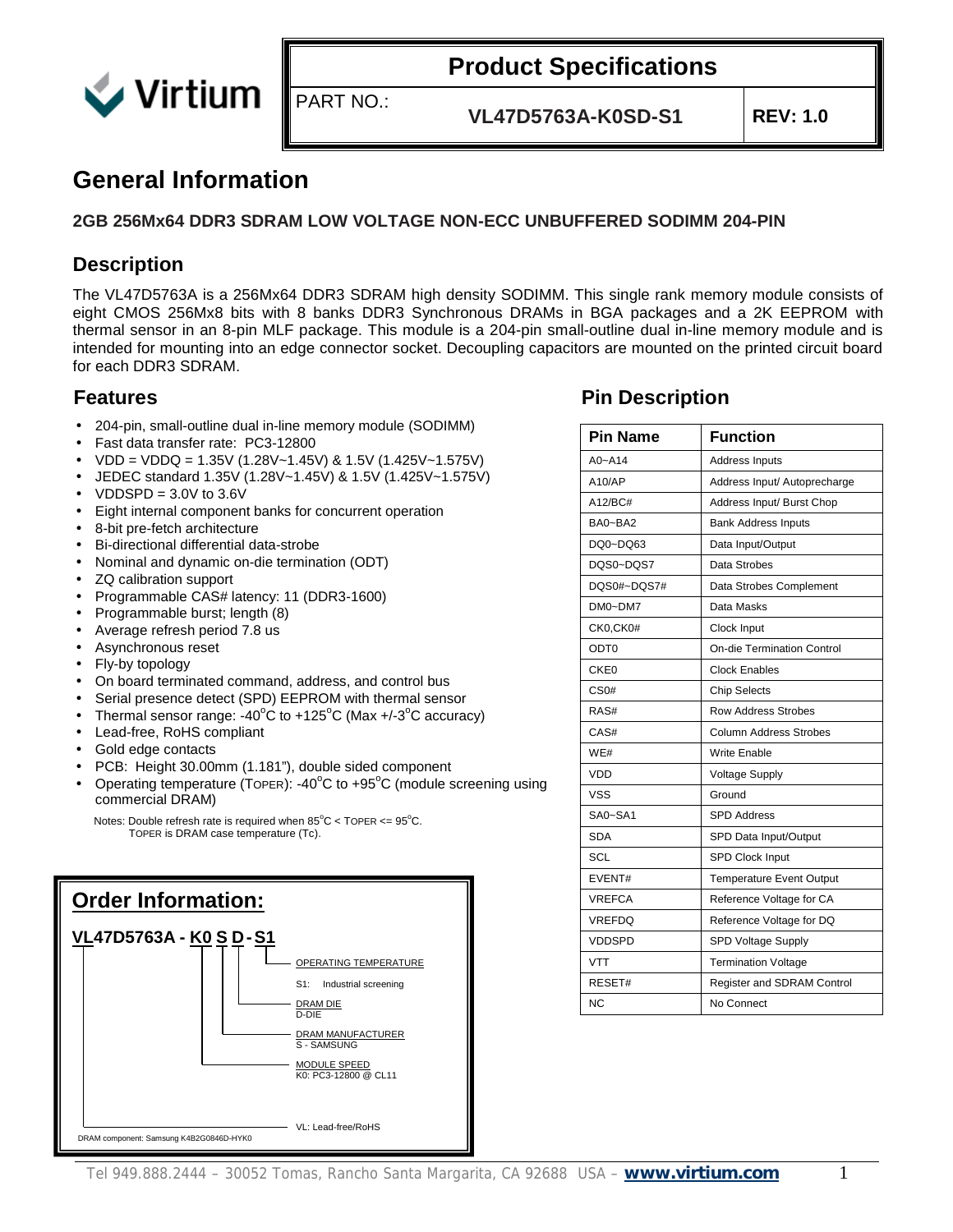# Product Specifications

PART NO.: **VL47D5763A-K0SD-S1** **REV: 1.0**

# General Information

### 2GB 256Mx64 DDR3 SDRAM LOW VOLTAGE NON-ECC UNBUFFERED SODIMM 204-PIN

## Description

The VL47D5763A is a 256Mx64 DDR3 SDRAM high density SODIMM. This single rank memory module consists of eight CMOS 256Mx8 bits with 8 banks DDR3 Synchronous DRAMs in BGA packages and a 2K EEPROM with thermal sensor in an 8-pin MLF package. This module is a 204-pin small-outline dual in-line memory module and is intended for mounting into an edge connector socket. Decoupling capacitors are mounted on the printed circuit board for each DDR3 SDRAM.

## Features

- 204-pin, small-outline dual in-line memory module (SODIMM)
- Fast data transfer rate: PC3-12800
- VDD = VDDQ = 1.35V (1.28V~1.45V) & 1.5V (1.425V~1.575V)
- JEDEC standard 1.35V (1.28V~1.45V) & 1.5V (1.425V~1.575V)
- VDDSPD = 3.0V to 3.6V
- Eight internal component banks for concurrent operation
- 8-bit pre-fetch architecture
- Bi-directional differential data-strobe
- Nominal and dynamic on-die termination (ODT)
- ZQ calibration support
- Programmable CAS# latency: 11 (DDR3-1600)
- Programmable burst; length (8)
- Average refresh period 7.8 us
- Asynchronous reset
- Fly-by topology
- On board terminated command, address, and control bus
- Serial presence detect (SPD) EEPROM with thermal sensor
- Thermal sensor range: -40°C to +125°C (Max +/-3°C accuracy)
- Lead-free, RoHS compliant
- Gold edge contacts
- PCB: Height 30.00mm (1.181"), double sided component
- Operating temperature (TOPER): -40°C to +95°C (module screening using commercial DRAM)

Notes: Double refresh rate is required when 85°C < TOPER <= 95°C.
TOPER is DRAM case temperature (Tc).

## Order Information:

**VL47D5763A - K0 S D - S1**

- OPERATING TEMPERATURE
  - S1: Industrial screening
- DRAM DIE
  - D-DIE
- DRAM MANUFACTURER
  - S - SAMSUNG
- MODULE SPEED
  - K0: PC3-12800 @ CL11
- VL: Lead-free/RoHS

DRAM component: Samsung K4B2G0846D-HYK0

## Pin Description

| Pin Name | Function |
|---|---|
| A0~A14 | Address Inputs |
| A10/AP | Address Input/ Autoprecharge |
| A12/BC# | Address Input/ Burst Chop |
| BA0~BA2 | Bank Address Inputs |
| DQ0~DQ63 | Data Input/Output |
| DQS0~DQS7 | Data Strobes |
| DQS0#~DQS7# | Data Strobes Complement |
| DM0~DM7 | Data Masks |
| CK0,CK0# | Clock Input |
| ODT0 | On-die Termination Control |
| CKE0 | Clock Enables |
| CS0# | Chip Selects |
| RAS# | Row Address Strobes |
| CAS# | Column Address Strobes |
| WE# | Write Enable |
| VDD | Voltage Supply |
| VSS | Ground |
| SA0~SA1 | SPD Address |
| SDA | SPD Data Input/Output |
| SCL | SPD Clock Input |
| EVENT# | Temperature Event Output |
| VREFCA | Reference Voltage for CA |
| VREFDQ | Reference Voltage for DQ |
| VDDSPD | SPD Voltage Supply |
| VTT | Termination Voltage |
| RESET# | Register and SDRAM Control |
| NC | No Connect |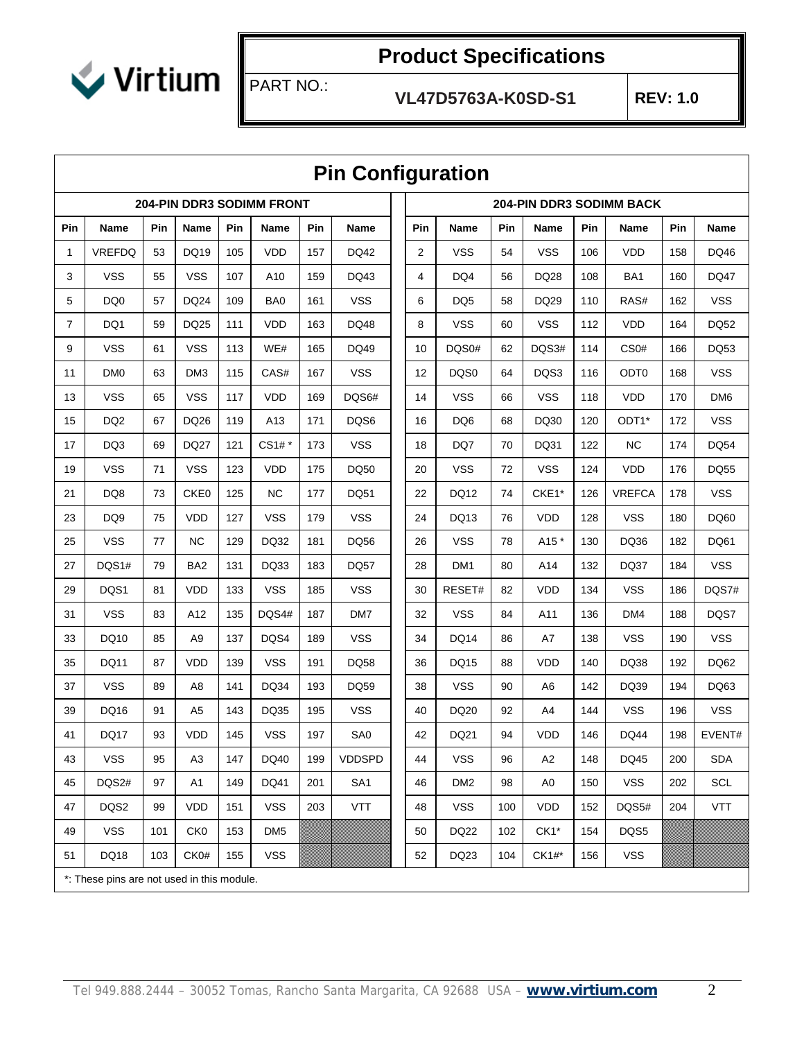# Product Specifications

PART NO.: **VL47D5763A-K0SD-S1** **REV: 1.0**

## Pin Configuration

| 204-PIN DDR3 SODIMM FRONT | | | | | | | | 204-PIN DDR3 SODIMM BACK | | | | | | | |
|---|---|---|---|---|---|---|---|---|---|---|---|---|---|---|---|
| Pin | Name | Pin | Name | Pin | Name | Pin | Name | Pin | Name | Pin | Name | Pin | Name | Pin | Name |
| 1 | VREFDQ | 53 | DQ19 | 105 | VDD | 157 | DQ42 | 2 | VSS | 54 | VSS | 106 | VDD | 158 | DQ46 |
| 3 | VSS | 55 | VSS | 107 | A10 | 159 | DQ43 | 4 | DQ4 | 56 | DQ28 | 108 | BA1 | 160 | DQ47 |
| 5 | DQ0 | 57 | DQ24 | 109 | BA0 | 161 | VSS | 6 | DQ5 | 58 | DQ29 | 110 | RAS# | 162 | VSS |
| 7 | DQ1 | 59 | DQ25 | 111 | VDD | 163 | DQ48 | 8 | VSS | 60 | VSS | 112 | VDD | 164 | DQ52 |
| 9 | VSS | 61 | VSS | 113 | WE# | 165 | DQ49 | 10 | DQS0# | 62 | DQS3# | 114 | CS0# | 166 | DQ53 |
| 11 | DM0 | 63 | DM3 | 115 | CAS# | 167 | VSS | 12 | DQS0 | 64 | DQS3 | 116 | ODT0 | 168 | VSS |
| 13 | VSS | 65 | VSS | 117 | VDD | 169 | DQS6# | 14 | VSS | 66 | VSS | 118 | VDD | 170 | DM6 |
| 15 | DQ2 | 67 | DQ26 | 119 | A13 | 171 | DQS6 | 16 | DQ6 | 68 | DQ30 | 120 | ODT1* | 172 | VSS |
| 17 | DQ3 | 69 | DQ27 | 121 | CS1# * | 173 | VSS | 18 | DQ7 | 70 | DQ31 | 122 | NC | 174 | DQ54 |
| 19 | VSS | 71 | VSS | 123 | VDD | 175 | DQ50 | 20 | VSS | 72 | VSS | 124 | VDD | 176 | DQ55 |
| 21 | DQ8 | 73 | CKE0 | 125 | NC | 177 | DQ51 | 22 | DQ12 | 74 | CKE1* | 126 | VREFCA | 178 | VSS |
| 23 | DQ9 | 75 | VDD | 127 | VSS | 179 | VSS | 24 | DQ13 | 76 | VDD | 128 | VSS | 180 | DQ60 |
| 25 | VSS | 77 | NC | 129 | DQ32 | 181 | DQ56 | 26 | VSS | 78 | A15 * | 130 | DQ36 | 182 | DQ61 |
| 27 | DQS1# | 79 | BA2 | 131 | DQ33 | 183 | DQ57 | 28 | DM1 | 80 | A14 | 132 | DQ37 | 184 | VSS |
| 29 | DQS1 | 81 | VDD | 133 | VSS | 185 | VSS | 30 | RESET# | 82 | VDD | 134 | VSS | 186 | DQS7# |
| 31 | VSS | 83 | A12 | 135 | DQS4# | 187 | DM7 | 32 | VSS | 84 | A11 | 136 | DM4 | 188 | DQS7 |
| 33 | DQ10 | 85 | A9 | 137 | DQS4 | 189 | VSS | 34 | DQ14 | 86 | A7 | 138 | VSS | 190 | VSS |
| 35 | DQ11 | 87 | VDD | 139 | VSS | 191 | DQ58 | 36 | DQ15 | 88 | VDD | 140 | DQ38 | 192 | DQ62 |
| 37 | VSS | 89 | A8 | 141 | DQ34 | 193 | DQ59 | 38 | VSS | 90 | A6 | 142 | DQ39 | 194 | DQ63 |
| 39 | DQ16 | 91 | A5 | 143 | DQ35 | 195 | VSS | 40 | DQ20 | 92 | A4 | 144 | VSS | 196 | VSS |
| 41 | DQ17 | 93 | VDD | 145 | VSS | 197 | SA0 | 42 | DQ21 | 94 | VDD | 146 | DQ44 | 198 | EVENT# |
| 43 | VSS | 95 | A3 | 147 | DQ40 | 199 | VDDSPD | 44 | VSS | 96 | A2 | 148 | DQ45 | 200 | SDA |
| 45 | DQS2# | 97 | A1 | 149 | DQ41 | 201 | SA1 | 46 | DM2 | 98 | A0 | 150 | VSS | 202 | SCL |
| 47 | DQS2 | 99 | VDD | 151 | VSS | 203 | VTT | 48 | VSS | 100 | VDD | 152 | DQS5# | 204 | VTT |
| 49 | VSS | 101 | CK0 | 153 | DM5 | | | 50 | DQ22 | 102 | CK1* | 154 | DQS5 | | |
| 51 | DQ18 | 103 | CK0# | 155 | VSS | | | 52 | DQ23 | 104 | CK1#* | 156 | VSS | | |

*: These pins are not used in this module.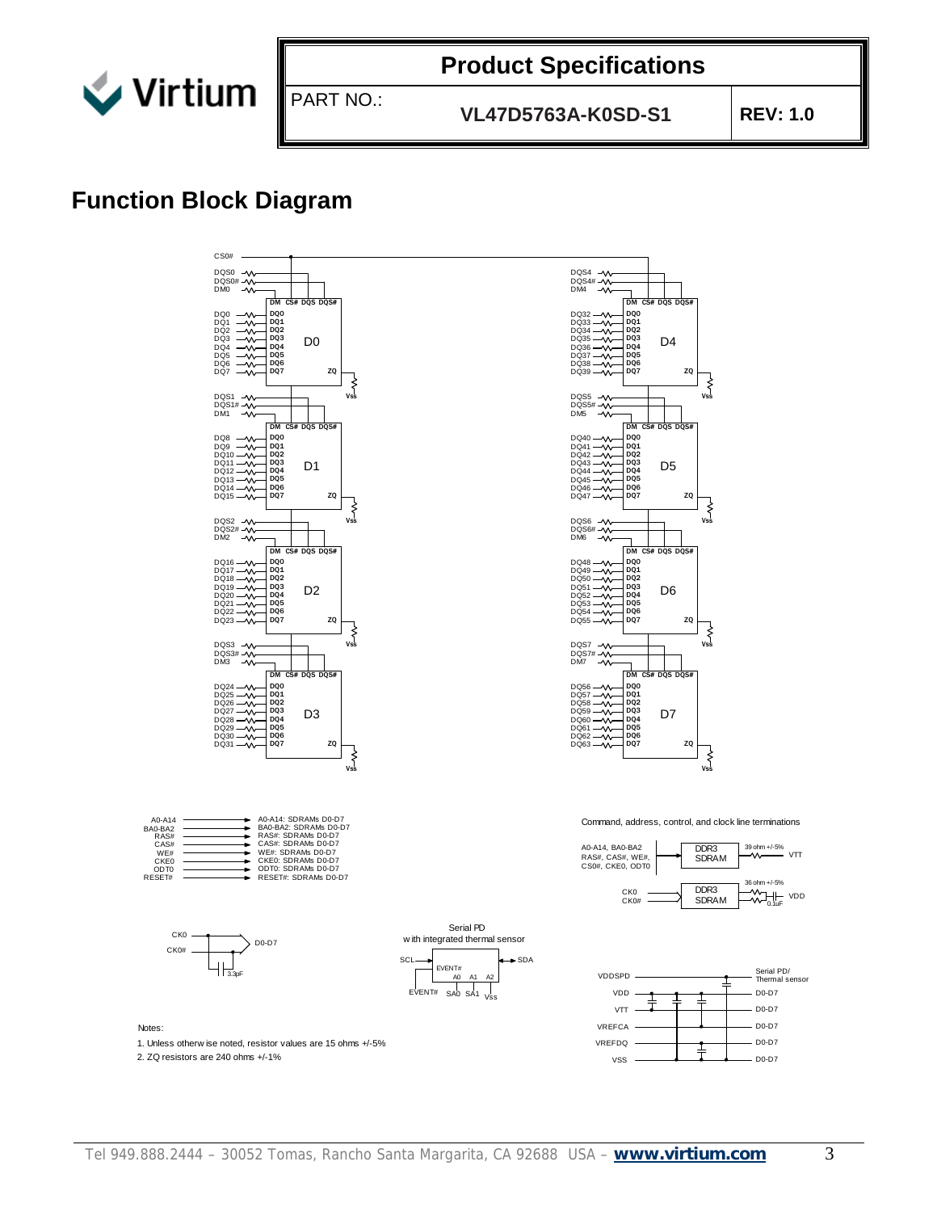# Function Block Diagram

CS0#

DQS0, DQS0#, DM0 → D0 (DM, CS#, DQS, DQS#); DQ0–DQ7 → DQ0–DQ7; ZQ → Vss

DQS1, DQS1#, DM1 → D1 (DM, CS#, DQS, DQS#); DQ8–DQ15 → DQ0–DQ7; ZQ → Vss

DQS2, DQS2#, DM2 → D2 (DM, CS#, DQS, DQS#); DQ16–DQ23 → DQ0–DQ7; ZQ → Vss

DQS3, DQS3#, DM3 → D3 (DM, CS#, DQS, DQS#); DQ24–DQ31 → DQ0–DQ7; ZQ → Vss

DQS4, DQS4#, DM4 → D4 (DM, CS#, DQS, DQS#); DQ32–DQ39 → DQ0–DQ7; ZQ → Vss

DQS5, DQS5#, DM5 → D5 (DM, CS#, DQS, DQS#); DQ40–DQ47 → DQ0–DQ7; ZQ → Vss

DQS6, DQS6#, DM6 → D6 (DM, CS#, DQS, DQS#); DQ48–DQ55 → DQ0–DQ7; ZQ → Vss

DQS7, DQS7#, DM7 → D7 (DM, CS#, DQS, DQS#); DQ56–DQ63 → DQ0–DQ7; ZQ → Vss

| Signal | Destination |
|---|---|
| A0-A14 | A0-A14: SDRAMs D0-D7 |
| BA0-BA2 | BA0-BA2: SDRAMs D0-D7 |
| RAS# | RAS#: SDRAMs D0-D7 |
| CAS# | CAS#: SDRAMs D0-D7 |
| WE# | WE#: SDRAMs D0-D7 |
| CKE0 | CKE0: SDRAMs D0-D7 |
| ODT0 | ODT0: SDRAMs D0-D7 |
| RESET# | RESET#: SDRAMs D0-D7 |

CK0, CK0# → D0-D7 (3.3pF)

Serial PD with integrated thermal sensor: SCL, SDA, EVENT#, A0, A1, A2, SA0, SA1, Vss

Command, address, control, and clock line terminations

- A0-A14, BA0-BA2, RAS#, CAS#, WE#, CS0#, CKE0, ODT0 → DDR3 SDRAM → 39 ohm +/-5% → VTT
- CK0, CK0# → DDR3 SDRAM → 36 ohm +/-5%, 0.1uF → VDD

| Supply | Destination |
|---|---|
| VDDSPD | Serial PD/ Thermal sensor |
| VDD | D0-D7 |
| VTT | D0-D7 |
| VREFCA | D0-D7 |
| VREFDQ | D0-D7 |
| VSS | D0-D7 |

Notes:

1. Unless otherwise noted, resistor values are 15 ohms +/-5%
2. ZQ resistors are 240 ohms +/-1%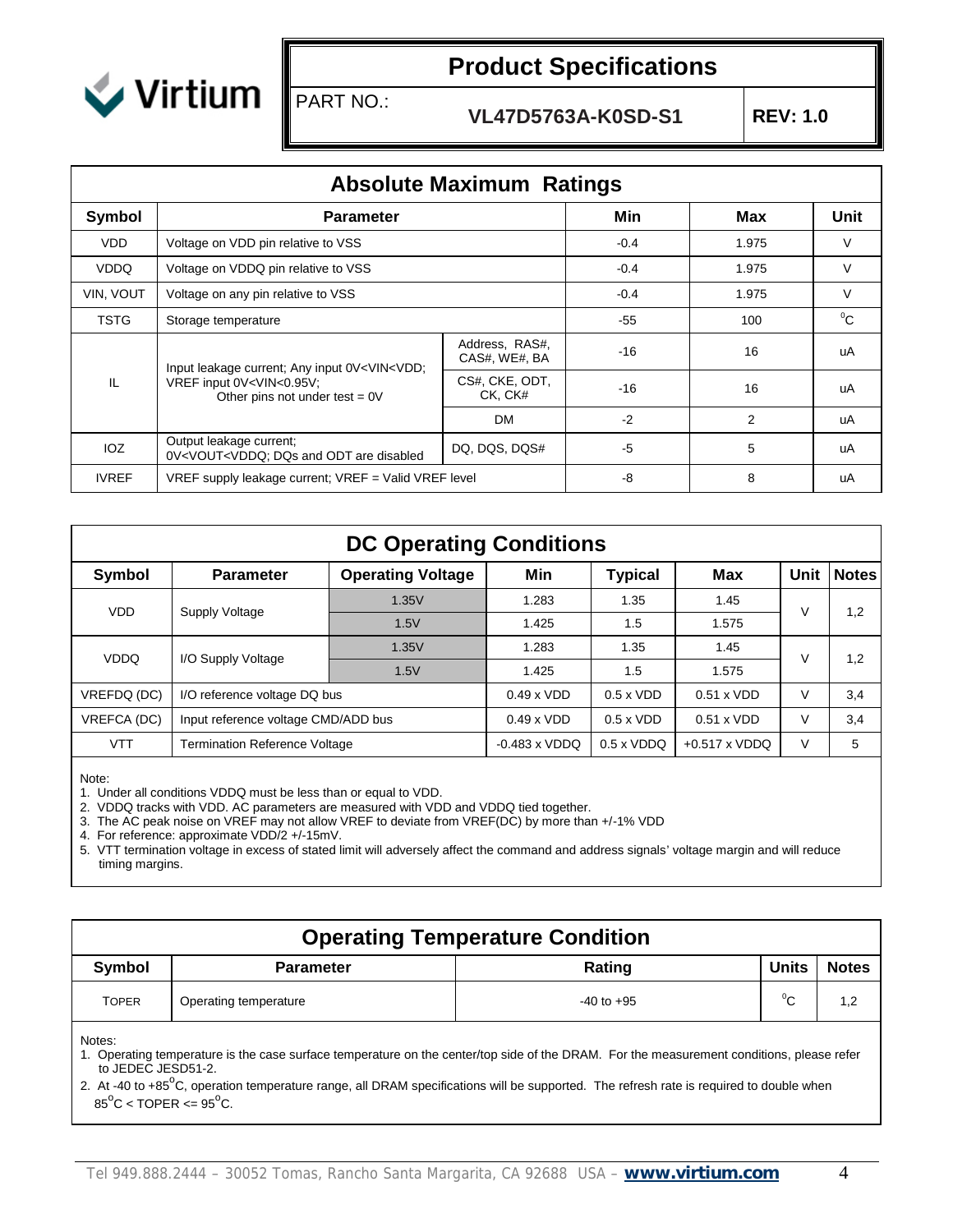## Absolute Maximum Ratings

| Symbol | Parameter | | Min | Max | Unit |
|---|---|---|---|---|---|
| VDD | Voltage on VDD pin relative to VSS | | -0.4 | 1.975 | V |
| VDDQ | Voltage on VDDQ pin relative to VSS | | -0.4 | 1.975 | V |
| VIN, VOUT | Voltage on any pin relative to VSS | | -0.4 | 1.975 | V |
| TSTG | Storage temperature | | -55 | 100 | $^{o}$C |
| IL | Input leakage current; Any input 0V<VIN<VDD; VREF input 0V<VIN<0.95V; Other pins not under test = 0V | Address, RAS#, CAS#, WE#, BA | -16 | 16 | uA |
| | | CS#, CKE, ODT, CK, CK# | -16 | 16 | uA |
| | | DM | -2 | 2 | uA |
| IOZ | Output leakage current; 0V<VOUT<VDDQ; DQs and ODT are disabled | DQ, DQS, DQS# | -5 | 5 | uA |
| IVREF | VREF supply leakage current; VREF = Valid VREF level | | -8 | 8 | uA |

## DC Operating Conditions

| Symbol | Parameter | Operating Voltage | Min | Typical | Max | Unit | Notes |
|---|---|---|---|---|---|---|---|
| VDD | Supply Voltage | 1.35V | 1.283 | 1.35 | 1.45 | V | 1,2 |
| | | 1.5V | 1.425 | 1.5 | 1.575 | | |
| VDDQ | I/O Supply Voltage | 1.35V | 1.283 | 1.35 | 1.45 | V | 1,2 |
| | | 1.5V | 1.425 | 1.5 | 1.575 | | |
| VREFDQ (DC) | I/O reference voltage DQ bus | | 0.49 x VDD | 0.5 x VDD | 0.51 x VDD | V | 3,4 |
| VREFCA (DC) | Input reference voltage CMD/ADD bus | | 0.49 x VDD | 0.5 x VDD | 0.51 x VDD | V | 3,4 |
| VTT | Termination Reference Voltage | | -0.483 x VDDQ | 0.5 x VDDQ | +0.517 x VDDQ | V | 5 |

Note:
1. Under all conditions VDDQ must be less than or equal to VDD.
2. VDDQ tracks with VDD. AC parameters are measured with VDD and VDDQ tied together.
3. The AC peak noise on VREF may not allow VREF to deviate from VREF(DC) by more than +/-1% VDD
4. For reference: approximate VDD/2 +/-15mV.
5. VTT termination voltage in excess of stated limit will adversely affect the command and address signals' voltage margin and will reduce timing margins.

## Operating Temperature Condition

| Symbol | Parameter | Rating | Units | Notes |
|---|---|---|---|---|
| TOPER | Operating temperature | -40 to +95 | $^{o}$C | 1,2 |

Notes:
1. Operating temperature is the case surface temperature on the center/top side of the DRAM. For the measurement conditions, please refer to JEDEC JESD51-2.
2. At -40 to +85$^{o}$C, operation temperature range, all DRAM specifications will be supported. The refresh rate is required to double when 85$^{o}$C < TOPER <= 95$^{o}$C.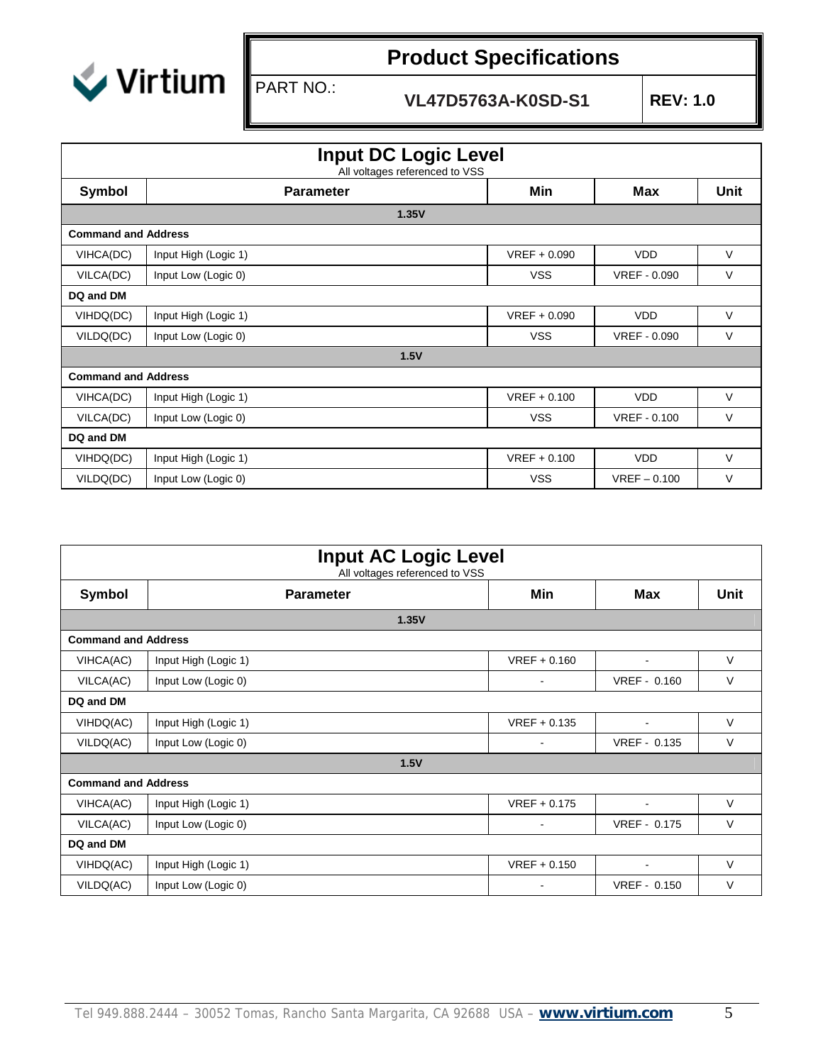## Input DC Logic Level

All voltages referenced to VSS

| Symbol | Parameter | Min | Max | Unit |
|---|---|---|---|---|
| **1.35V** | | | | |
| **Command and Address** | | | | |
| VIHCA(DC) | Input High (Logic 1) | VREF + 0.090 | VDD | V |
| VILCA(DC) | Input Low (Logic 0) | VSS | VREF - 0.090 | V |
| **DQ and DM** | | | | |
| VIHDQ(DC) | Input High (Logic 1) | VREF + 0.090 | VDD | V |
| VILDQ(DC) | Input Low (Logic 0) | VSS | VREF - 0.090 | V |
| **1.5V** | | | | |
| **Command and Address** | | | | |
| VIHCA(DC) | Input High (Logic 1) | VREF + 0.100 | VDD | V |
| VILCA(DC) | Input Low (Logic 0) | VSS | VREF - 0.100 | V |
| **DQ and DM** | | | | |
| VIHDQ(DC) | Input High (Logic 1) | VREF + 0.100 | VDD | V |
| VILDQ(DC) | Input Low (Logic 0) | VSS | VREF – 0.100 | V |

## Input AC Logic Level

All voltages referenced to VSS

| Symbol | Parameter | Min | Max | Unit |
|---|---|---|---|---|
| **1.35V** | | | | |
| **Command and Address** | | | | |
| VIHCA(AC) | Input High (Logic 1) | VREF + 0.160 | - | V |
| VILCA(AC) | Input Low (Logic 0) | - | VREF - 0.160 | V |
| **DQ and DM** | | | | |
| VIHDQ(AC) | Input High (Logic 1) | VREF + 0.135 | - | V |
| VILDQ(AC) | Input Low (Logic 0) | - | VREF - 0.135 | V |
| **1.5V** | | | | |
| **Command and Address** | | | | |
| VIHCA(AC) | Input High (Logic 1) | VREF + 0.175 | - | V |
| VILCA(AC) | Input Low (Logic 0) | - | VREF - 0.175 | V |
| **DQ and DM** | | | | |
| VIHDQ(AC) | Input High (Logic 1) | VREF + 0.150 | - | V |
| VILDQ(AC) | Input Low (Logic 0) | - | VREF - 0.150 | V |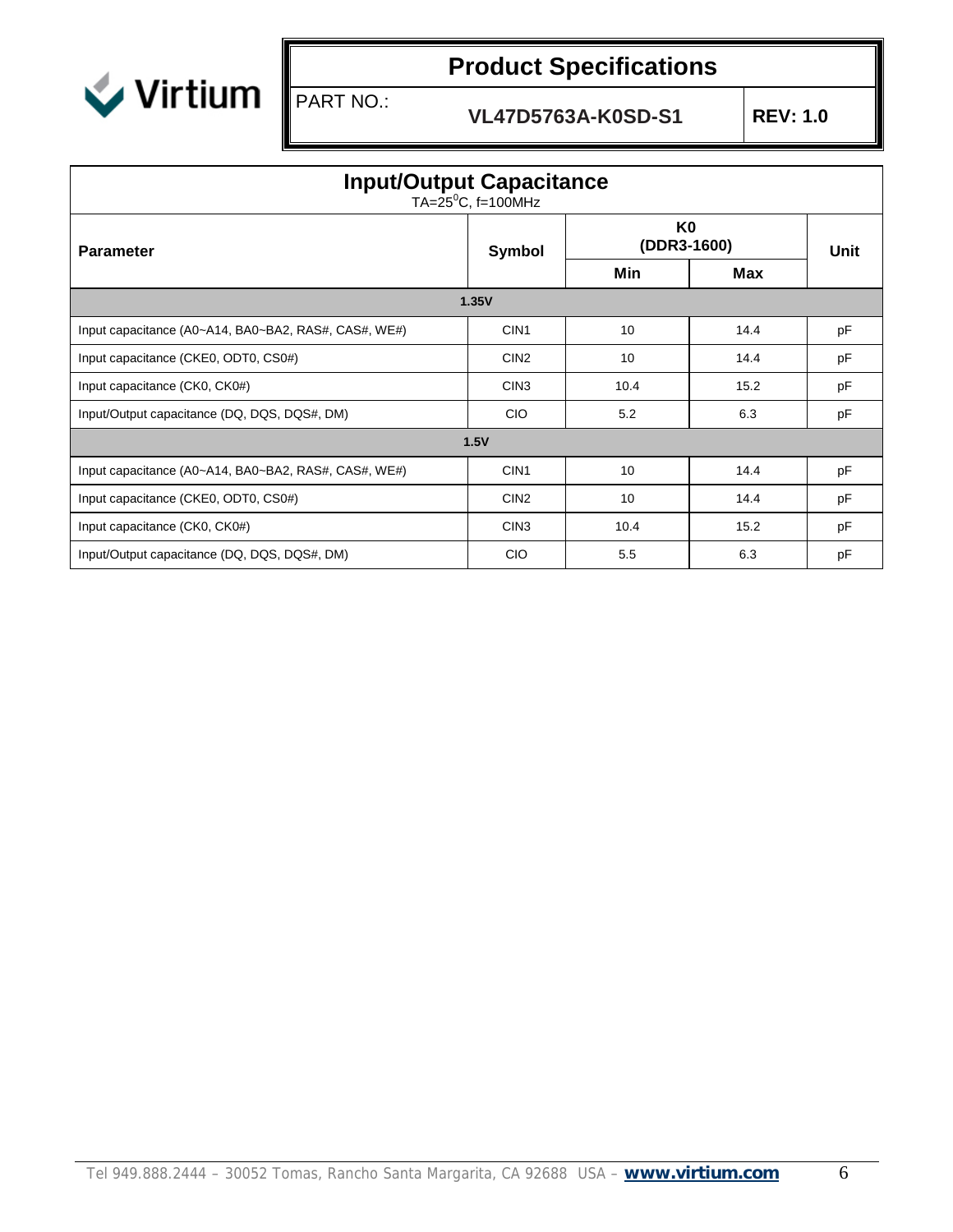## Input/Output Capacitance

TA=25$^0$C, f=100MHz

| Parameter | Symbol | K0 (DDR3-1600) | | Unit |
|---|---|---|---|---|
| | | Min | Max | |
| **1.35V** | | | | |
| Input capacitance (A0~A14, BA0~BA2, RAS#, CAS#, WE#) | CIN1 | 10 | 14.4 | pF |
| Input capacitance (CKE0, ODT0, CS0#) | CIN2 | 10 | 14.4 | pF |
| Input capacitance (CK0, CK0#) | CIN3 | 10.4 | 15.2 | pF |
| Input/Output capacitance (DQ, DQS, DQS#, DM) | CIO | 5.2 | 6.3 | pF |
| **1.5V** | | | | |
| Input capacitance (A0~A14, BA0~BA2, RAS#, CAS#, WE#) | CIN1 | 10 | 14.4 | pF |
| Input capacitance (CKE0, ODT0, CS0#) | CIN2 | 10 | 14.4 | pF |
| Input capacitance (CK0, CK0#) | CIN3 | 10.4 | 15.2 | pF |
| Input/Output capacitance (DQ, DQS, DQS#, DM) | CIO | 5.5 | 6.3 | pF |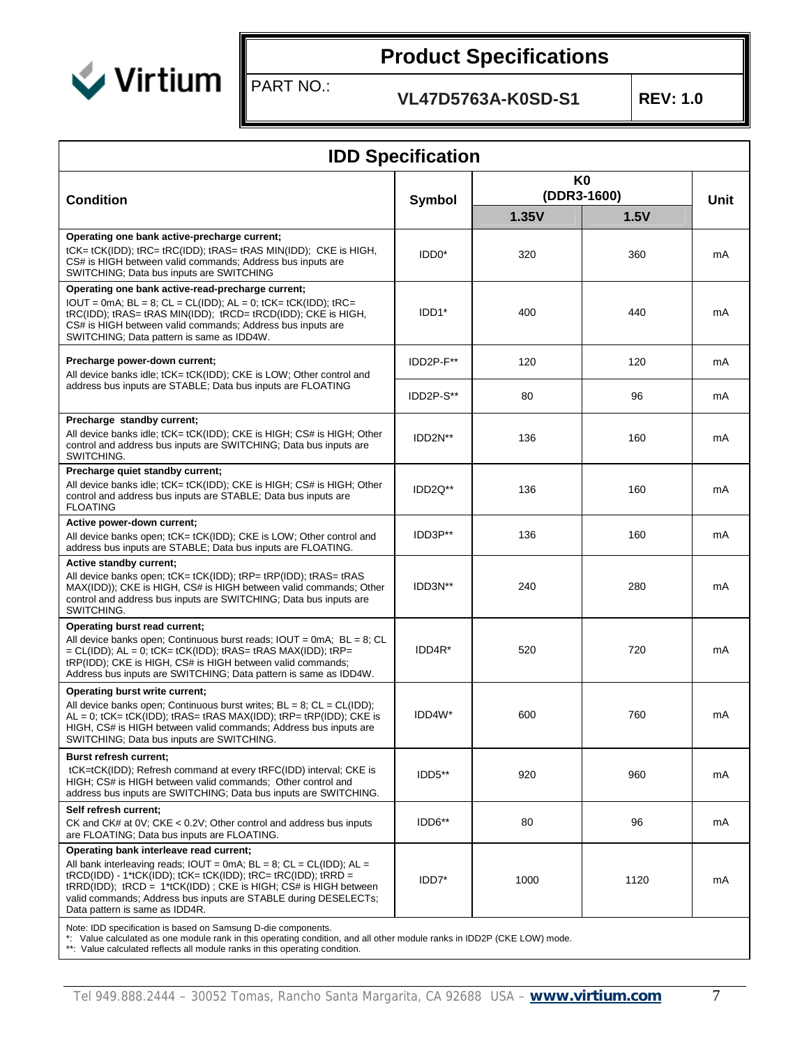**Product Specifications**

PART NO.: **VL47D5763A-K0SD-S1** **REV: 1.0**

## IDD Specification

| Condition | Symbol | K0 (DDR3-1600) | | Unit |
|---|---|---|---|---|
| | | 1.35V | 1.5V | |
| **Operating one bank active-precharge current;** tCK= tCK(IDD); tRC= tRC(IDD); tRAS= tRAS MIN(IDD); CKE is HIGH, CS# is HIGH between valid commands; Address bus inputs are SWITCHING; Data bus inputs are SWITCHING | IDD0* | 320 | 360 | mA |
| **Operating one bank active-read-precharge current;** IOUT = 0mA; BL = 8; CL = CL(IDD); AL = 0; tCK= tCK(IDD); tRC= tRC(IDD); tRAS= tRAS MIN(IDD); tRCD= tRCD(IDD); CKE is HIGH, CS# is HIGH between valid commands; Address bus inputs are SWITCHING; Data pattern is same as IDD4W. | IDD1* | 400 | 440 | mA |
| **Precharge power-down current;** All device banks idle; tCK= tCK(IDD); CKE is LOW; Other control and address bus inputs are STABLE; Data bus inputs are FLOATING | IDD2P-F** | 120 | 120 | mA |
| | IDD2P-S** | 80 | 96 | mA |
| **Precharge standby current;** All device banks idle; tCK= tCK(IDD); CKE is HIGH; CS# is HIGH; Other control and address bus inputs are SWITCHING; Data bus inputs are SWITCHING. | IDD2N** | 136 | 160 | mA |
| **Precharge quiet standby current;** All device banks idle; tCK= tCK(IDD); CKE is HIGH; CS# is HIGH; Other control and address bus inputs are STABLE; Data bus inputs are FLOATING | IDD2Q** | 136 | 160 | mA |
| **Active power-down current;** All device banks open; tCK= tCK(IDD); CKE is LOW; Other control and address bus inputs are STABLE; Data bus inputs are FLOATING. | IDD3P** | 136 | 160 | mA |
| **Active standby current;** All device banks open; tCK= tCK(IDD); tRP= tRP(IDD); tRAS= tRAS MAX(IDD)); CKE is HIGH, CS# is HIGH between valid commands; Other control and address bus inputs are SWITCHING; Data bus inputs are SWITCHING. | IDD3N** | 240 | 280 | mA |
| **Operating burst read current;** All device banks open; Continuous burst reads; IOUT = 0mA; BL = 8; CL = CL(IDD); AL = 0; tCK= tCK(IDD); tRAS= tRAS MAX(IDD); tRP= tRP(IDD); CKE is HIGH, CS# is HIGH between valid commands; Address bus inputs are SWITCHING; Data pattern is same as IDD4W. | IDD4R* | 520 | 720 | mA |
| **Operating burst write current;** All device banks open; Continuous burst writes; BL = 8; CL = CL(IDD); AL = 0; tCK= tCK(IDD); tRAS= tRAS MAX(IDD); tRP= tRP(IDD); CKE is HIGH, CS# is HIGH between valid commands; Address bus inputs are SWITCHING; Data bus inputs are SWITCHING. | IDD4W* | 600 | 760 | mA |
| **Burst refresh current;** tCK=tCK(IDD); Refresh command at every tRFC(IDD) interval; CKE is HIGH; CS# is HIGH between valid commands; Other control and address bus inputs are SWITCHING; Data bus inputs are SWITCHING. | IDD5** | 920 | 960 | mA |
| **Self refresh current;** CK and CK# at 0V; CKE < 0.2V; Other control and address bus inputs are FLOATING; Data bus inputs are FLOATING. | IDD6** | 80 | 96 | mA |
| **Operating bank interleave read current;** All bank interleaving reads; IOUT = 0mA; BL = 8; CL = CL(IDD); AL = tRCD(IDD) - 1*tCK(IDD); tCK= tCK(IDD); tRC= tRC(IDD); tRRD = tRRD(IDD); tRCD = 1*tCK(IDD) ; CKE is HIGH; CS# is HIGH between valid commands; Address bus inputs are STABLE during DESELECTs; Data pattern is same as IDD4R. | IDD7* | 1000 | 1120 | mA |

Note: IDD specification is based on Samsung D-die components.
*: Value calculated as one module rank in this operating condition, and all other module ranks in IDD2P (CKE LOW) mode.
**: Value calculated reflects all module ranks in this operating condition.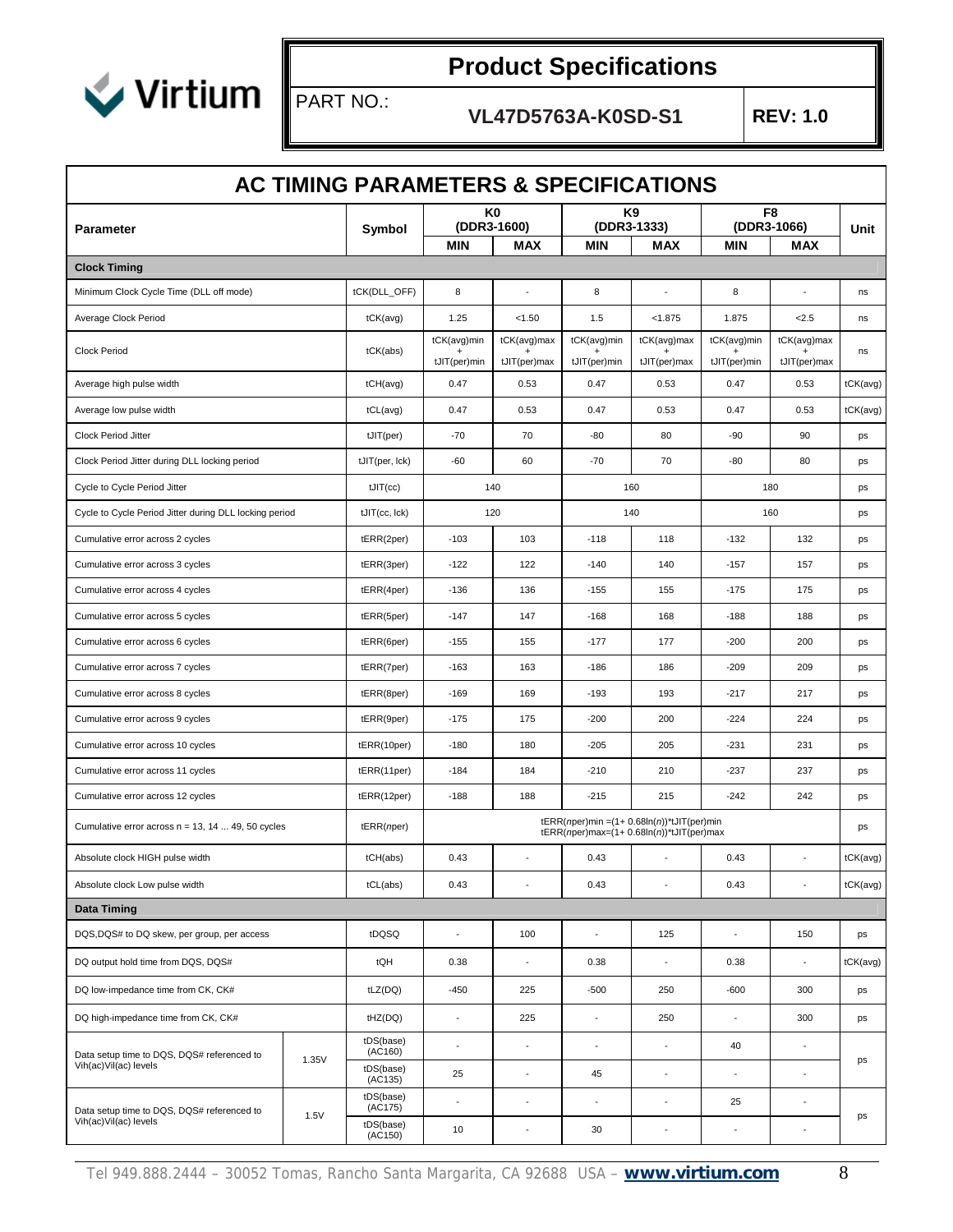## AC TIMING PARAMETERS & SPECIFICATIONS

| Parameter | | Symbol | K0 (DDR3-1600) | | K9 (DDR3-1333) | | F8 (DDR3-1066) | | Unit |
|---|---|---|---|---|---|---|---|---|---|
| | | | MIN | MAX | MIN | MAX | MIN | MAX | |
| **Clock Timing** | | | | | | | | | |
| Minimum Clock Cycle Time (DLL off mode) | | tCK(DLL_OFF) | 8 | - | 8 | - | 8 | - | ns |
| Average Clock Period | | tCK(avg) | 1.25 | <1.50 | 1.5 | <1.875 | 1.875 | <2.5 | ns |
| Clock Period | | tCK(abs) | tCK(avg)min + tJIT(per)min | tCK(avg)max + tJIT(per)max | tCK(avg)min + tJIT(per)min | tCK(avg)max + tJIT(per)max | tCK(avg)min + tJIT(per)min | tCK(avg)max + tJIT(per)max | ns |
| Average high pulse width | | tCH(avg) | 0.47 | 0.53 | 0.47 | 0.53 | 0.47 | 0.53 | tCK(avg) |
| Average low pulse width | | tCL(avg) | 0.47 | 0.53 | 0.47 | 0.53 | 0.47 | 0.53 | tCK(avg) |
| Clock Period Jitter | | tJIT(per) | -70 | 70 | -80 | 80 | -90 | 90 | ps |
| Clock Period Jitter during DLL locking period | | tJIT(per, lck) | -60 | 60 | -70 | 70 | -80 | 80 | ps |
| Cycle to Cycle Period Jitter | | tJIT(cc) | 140 | | 160 | | 180 | | ps |
| Cycle to Cycle Period Jitter during DLL locking period | | tJIT(cc, lck) | 120 | | 140 | | 160 | | ps |
| Cumulative error across 2 cycles | | tERR(2per) | -103 | 103 | -118 | 118 | -132 | 132 | ps |
| Cumulative error across 3 cycles | | tERR(3per) | -122 | 122 | -140 | 140 | -157 | 157 | ps |
| Cumulative error across 4 cycles | | tERR(4per) | -136 | 136 | -155 | 155 | -175 | 175 | ps |
| Cumulative error across 5 cycles | | tERR(5per) | -147 | 147 | -168 | 168 | -188 | 188 | ps |
| Cumulative error across 6 cycles | | tERR(6per) | -155 | 155 | -177 | 177 | -200 | 200 | ps |
| Cumulative error across 7 cycles | | tERR(7per) | -163 | 163 | -186 | 186 | -209 | 209 | ps |
| Cumulative error across 8 cycles | | tERR(8per) | -169 | 169 | -193 | 193 | -217 | 217 | ps |
| Cumulative error across 9 cycles | | tERR(9per) | -175 | 175 | -200 | 200 | -224 | 224 | ps |
| Cumulative error across 10 cycles | | tERR(10per) | -180 | 180 | -205 | 205 | -231 | 231 | ps |
| Cumulative error across 11 cycles | | tERR(11per) | -184 | 184 | -210 | 210 | -237 | 237 | ps |
| Cumulative error across 12 cycles | | tERR(12per) | -188 | 188 | -215 | 215 | -242 | 242 | ps |
| Cumulative error across n = 13, 14 ... 49, 50 cycles | | tERR(nper) | tERR(nper)min =(1+ 0.68ln(n))\*tJIT(per)min<br>tERR(nper)max=(1+ 0.68ln(n))\*tJIT(per)max | | | | | | ps |
| Absolute clock HIGH pulse width | | tCH(abs) | 0.43 | - | 0.43 | - | 0.43 | - | tCK(avg) |
| Absolute clock Low pulse width | | tCL(abs) | 0.43 | - | 0.43 | - | 0.43 | - | tCK(avg) |
| **Data Timing** | | | | | | | | | |
| DQS,DQS# to DQ skew, per group, per access | | tDQSQ | - | 100 | - | 125 | - | 150 | ps |
| DQ output hold time from DQS, DQS# | | tQH | 0.38 | - | 0.38 | - | 0.38 | - | tCK(avg) |
| DQ low-impedance time from CK, CK# | | tLZ(DQ) | -450 | 225 | -500 | 250 | -600 | 300 | ps |
| DQ high-impedance time from CK, CK# | | tHZ(DQ) | - | 225 | - | 250 | - | 300 | ps |
| Data setup time to DQS, DQS# referenced to Vih(ac)Vil(ac) levels | 1.35V | tDS(base) (AC160) | - | - | - | - | 40 | - | ps |
| | | tDS(base) (AC135) | 25 | - | 45 | - | - | - | |
| Data setup time to DQS, DQS# referenced to Vih(ac)Vil(ac) levels | 1.5V | tDS(base) (AC175) | - | - | - | - | 25 | - | ps |
| | | tDS(base) (AC150) | 10 | - | 30 | - | - | - | |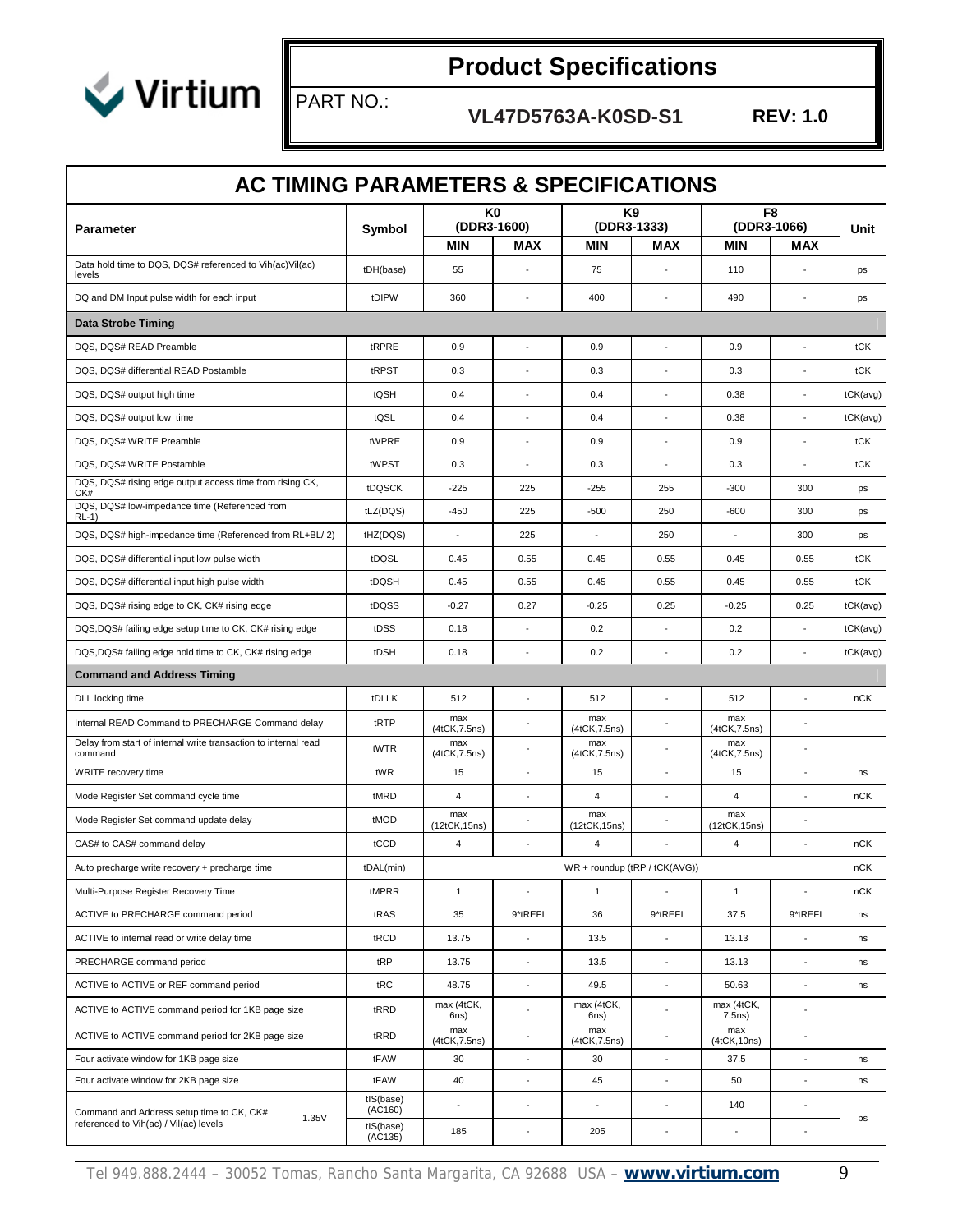## AC TIMING PARAMETERS & SPECIFICATIONS

| Parameter | | Symbol | K0 (DDR3-1600) | | K9 (DDR3-1333) | | F8 (DDR3-1066) | | Unit |
|---|---|---|---|---|---|---|---|---|---|
| | | | MIN | MAX | MIN | MAX | MIN | MAX | |
| Data hold time to DQS, DQS# referenced to Vih(ac)Vil(ac) levels | | tDH(base) | 55 | - | 75 | - | 110 | - | ps |
| DQ and DM Input pulse width for each input | | tDIPW | 360 | - | 400 | - | 490 | - | ps |
| **Data Strobe Timing** | | | | | | | | | |
| DQS, DQS# READ Preamble | | tRPRE | 0.9 | - | 0.9 | - | 0.9 | - | tCK |
| DQS, DQS# differential READ Postamble | | tRPST | 0.3 | - | 0.3 | - | 0.3 | - | tCK |
| DQS, DQS# output high time | | tQSH | 0.4 | - | 0.4 | - | 0.38 | - | tCK(avg) |
| DQS, DQS# output low time | | tQSL | 0.4 | - | 0.4 | - | 0.38 | - | tCK(avg) |
| DQS, DQS# WRITE Preamble | | tWPRE | 0.9 | - | 0.9 | - | 0.9 | - | tCK |
| DQS, DQS# WRITE Postamble | | tWPST | 0.3 | - | 0.3 | - | 0.3 | - | tCK |
| DQS, DQS# rising edge output access time from rising CK, CK# | | tDQSCK | -225 | 225 | -255 | 255 | -300 | 300 | ps |
| DQS, DQS# low-impedance time (Referenced from RL-1) | | tLZ(DQS) | -450 | 225 | -500 | 250 | -600 | 300 | ps |
| DQS, DQS# high-impedance time (Referenced from RL+BL/ 2) | | tHZ(DQS) | - | 225 | - | 250 | - | 300 | ps |
| DQS, DQS# differential input low pulse width | | tDQSL | 0.45 | 0.55 | 0.45 | 0.55 | 0.45 | 0.55 | tCK |
| DQS, DQS# differential input high pulse width | | tDQSH | 0.45 | 0.55 | 0.45 | 0.55 | 0.45 | 0.55 | tCK |
| DQS, DQS# rising edge to CK, CK# rising edge | | tDQSS | -0.27 | 0.27 | -0.25 | 0.25 | -0.25 | 0.25 | tCK(avg) |
| DQS,DQS# failing edge setup time to CK, CK# rising edge | | tDSS | 0.18 | - | 0.2 | - | 0.2 | - | tCK(avg) |
| DQS,DQS# failing edge hold time to CK, CK# rising edge | | tDSH | 0.18 | - | 0.2 | - | 0.2 | - | tCK(avg) |
| **Command and Address Timing** | | | | | | | | | |
| DLL locking time | | tDLLK | 512 | - | 512 | - | 512 | - | nCK |
| Internal READ Command to PRECHARGE Command delay | | tRTP | max (4tCK,7.5ns) | - | max (4tCK,7.5ns) | - | max (4tCK,7.5ns) | - | |
| Delay from start of internal write transaction to internal read command | | tWTR | max (4tCK,7.5ns) | - | max (4tCK,7.5ns) | - | max (4tCK,7.5ns) | - | |
| WRITE recovery time | | tWR | 15 | - | 15 | - | 15 | - | ns |
| Mode Register Set command cycle time | | tMRD | 4 | - | 4 | - | 4 | - | nCK |
| Mode Register Set command update delay | | tMOD | max (12tCK,15ns) | - | max (12tCK,15ns) | - | max (12tCK,15ns) | - | |
| CAS# to CAS# command delay | | tCCD | 4 | - | 4 | - | 4 | - | nCK |
| Auto precharge write recovery + precharge time | | tDAL(min) | WR + roundup (tRP / tCK(AVG)) | | | | | | nCK |
| Multi-Purpose Register Recovery Time | | tMPRR | 1 | - | 1 | - | 1 | - | nCK |
| ACTIVE to PRECHARGE command period | | tRAS | 35 | 9*tREFI | 36 | 9*tREFI | 37.5 | 9*tREFI | ns |
| ACTIVE to internal read or write delay time | | tRCD | 13.75 | - | 13.5 | - | 13.13 | - | ns |
| PRECHARGE command period | | tRP | 13.75 | - | 13.5 | - | 13.13 | - | ns |
| ACTIVE to ACTIVE or REF command period | | tRC | 48.75 | - | 49.5 | - | 50.63 | - | ns |
| ACTIVE to ACTIVE command period for 1KB page size | | tRRD | max (4tCK, 6ns) | - | max (4tCK, 6ns) | - | max (4tCK, 7.5ns) | - | |
| ACTIVE to ACTIVE command period for 2KB page size | | tRRD | max (4tCK,7.5ns) | - | max (4tCK,7.5ns) | - | max (4tCK,10ns) | - | |
| Four activate window for 1KB page size | | tFAW | 30 | - | 30 | - | 37.5 | - | ns |
| Four activate window for 2KB page size | | tFAW | 40 | - | 45 | - | 50 | - | ns |
| Command and Address setup time to CK, CK# referenced to Vih(ac) / Vil(ac) levels | 1.35V | tIS(base) (AC160) | - | - | - | - | 140 | - | ps |
| | | tIS(base) (AC135) | 185 | - | 205 | - | - | - | |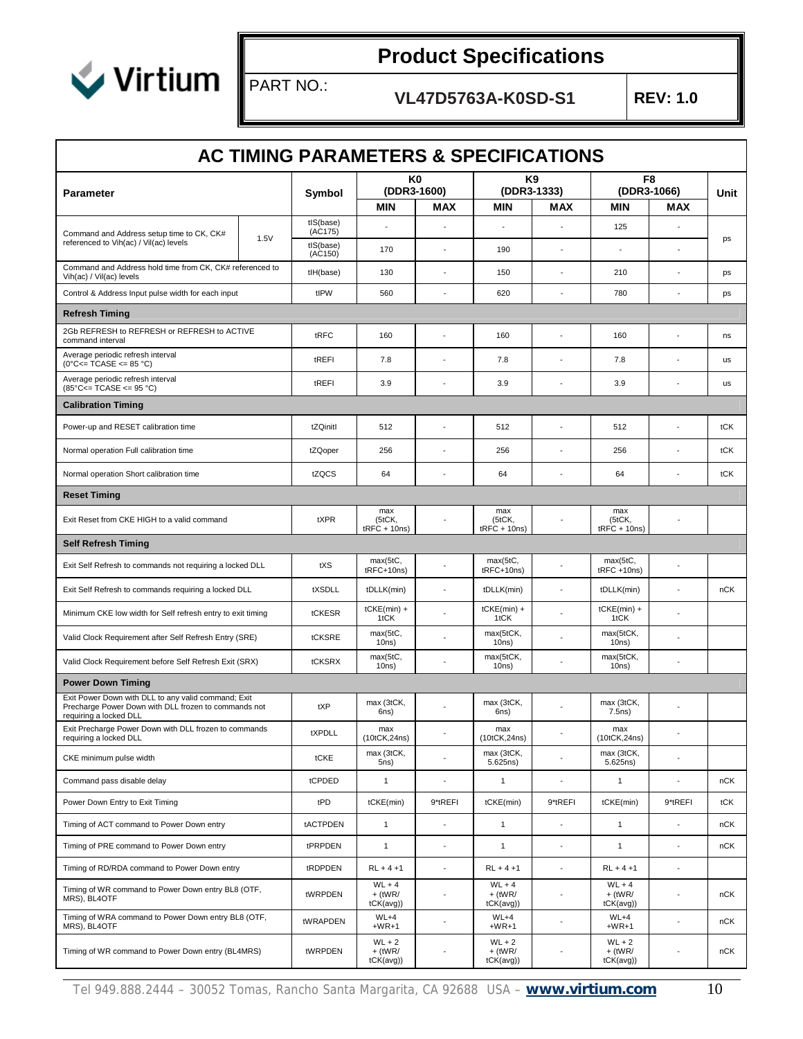# Product Specifications

PART NO.: **VL47D5763A-K0SD-S1** **REV: 1.0**

## AC TIMING PARAMETERS & SPECIFICATIONS

| Parameter | | Symbol | K0 (DDR3-1600) | | K9 (DDR3-1333) | | F8 (DDR3-1066) | | Unit |
|---|---|---|---|---|---|---|---|---|---|
| | | | MIN | MAX | MIN | MAX | MIN | MAX | |
| Command and Address setup time to CK, CK# referenced to Vih(ac) / Vil(ac) levels | 1.5V | tIS(base) (AC175) | - | - | - | - | 125 | - | ps |
| | | tIS(base) (AC150) | 170 | - | 190 | - | - | - | ps |
| Command and Address hold time from CK, CK# referenced to Vih(ac) / Vil(ac) levels | | tIH(base) | 130 | - | 150 | - | 210 | - | ps |
| Control & Address Input pulse width for each input | | tIPW | 560 | - | 620 | - | 780 | - | ps |
| **Refresh Timing** | | | | | | | | | |
| 2Gb REFRESH to REFRESH or REFRESH to ACTIVE command interval | | tRFC | 160 | - | 160 | - | 160 | - | ns |
| Average periodic refresh interval (0°C<= TCASE <= 85 °C) | | tREFI | 7.8 | - | 7.8 | - | 7.8 | - | us |
| Average periodic refresh interval (85°C<= TCASE <= 95 °C) | | tREFI | 3.9 | - | 3.9 | - | 3.9 | - | us |
| **Calibration Timing** | | | | | | | | | |
| Power-up and RESET calibration time | | tZQinitI | 512 | - | 512 | - | 512 | - | tCK |
| Normal operation Full calibration time | | tZQoper | 256 | - | 256 | - | 256 | - | tCK |
| Normal operation Short calibration time | | tZQCS | 64 | - | 64 | - | 64 | - | tCK |
| **Reset Timing** | | | | | | | | | |
| Exit Reset from CKE HIGH to a valid command | | tXPR | max (5tCK, tRFC + 10ns) | - | max (5tCK, tRFC + 10ns) | - | max (5tCK, tRFC + 10ns) | - | |
| **Self Refresh Timing** | | | | | | | | | |
| Exit Self Refresh to commands not requiring a locked DLL | | tXS | max(5tC, tRFC+10ns) | - | max(5tC, tRFC+10ns) | - | max(5tC, tRFC +10ns) | - | |
| Exit Self Refresh to commands requiring a locked DLL | | tXSDLL | tDLLK(min) | - | tDLLK(min) | - | tDLLK(min) | - | nCK |
| Minimum CKE low width for Self refresh entry to exit timing | | tCKESR | tCKE(min) + 1tCK | - | tCKE(min) + 1tCK | - | tCKE(min) + 1tCK | - | |
| Valid Clock Requirement after Self Refresh Entry (SRE) | | tCKSRE | max(5tC, 10ns) | - | max(5tCK, 10ns) | - | max(5tCK, 10ns) | - | |
| Valid Clock Requirement before Self Refresh Exit (SRX) | | tCKSRX | max(5tC, 10ns) | - | max(5tCK, 10ns) | - | max(5tCK, 10ns) | - | |
| **Power Down Timing** | | | | | | | | | |
| Exit Power Down with DLL to any valid command; Exit Precharge Power Down with DLL frozen to commands not requiring a locked DLL | | tXP | max (3tCK, 6ns) | - | max (3tCK, 6ns) | - | max (3tCK, 7.5ns) | - | |
| Exit Precharge Power Down with DLL frozen to commands requiring a locked DLL | | tXPDLL | max (10tCK,24ns) | - | max (10tCK,24ns) | - | max (10tCK,24ns) | - | |
| CKE minimum pulse width | | tCKE | max (3tCK, 5ns) | - | max (3tCK, 5.625ns) | - | max (3tCK, 5.625ns) | - | |
| Command pass disable delay | | tCPDED | 1 | - | 1 | - | 1 | - | nCK |
| Power Down Entry to Exit Timing | | tPD | tCKE(min) | 9*tREFI | tCKE(min) | 9*tREFI | tCKE(min) | 9*tREFI | tCK |
| Timing of ACT command to Power Down entry | | tACTPDEN | 1 | - | 1 | - | 1 | - | nCK |
| Timing of PRE command to Power Down entry | | tPRPDEN | 1 | - | 1 | - | 1 | - | nCK |
| Timing of RD/RDA command to Power Down entry | | tRDPDEN | RL + 4 +1 | - | RL + 4 +1 | - | RL + 4 +1 | - | |
| Timing of WR command to Power Down entry BL8 (OTF, MRS), BL4OTF | | tWRPDEN | WL + 4 + (tWR/ tCK(avg)) | - | WL + 4 + (tWR/ tCK(avg)) | - | WL + 4 + (tWR/ tCK(avg)) | - | nCK |
| Timing of WRA command to Power Down entry BL8 (OTF, MRS), BL4OTF | | tWRAPDEN | WL+4 +WR+1 | - | WL+4 +WR+1 | - | WL+4 +WR+1 | - | nCK |
| Timing of WR command to Power Down entry (BL4MRS) | | tWRPDEN | WL + 2 + (tWR/ tCK(avg)) | - | WL + 2 + (tWR/ tCK(avg)) | - | WL + 2 + (tWR/ tCK(avg)) | - | nCK |

Tel 949.888.2444 – 30052 Tomas, Rancho Santa Margarita, CA 92688 USA – **www.virtium.com**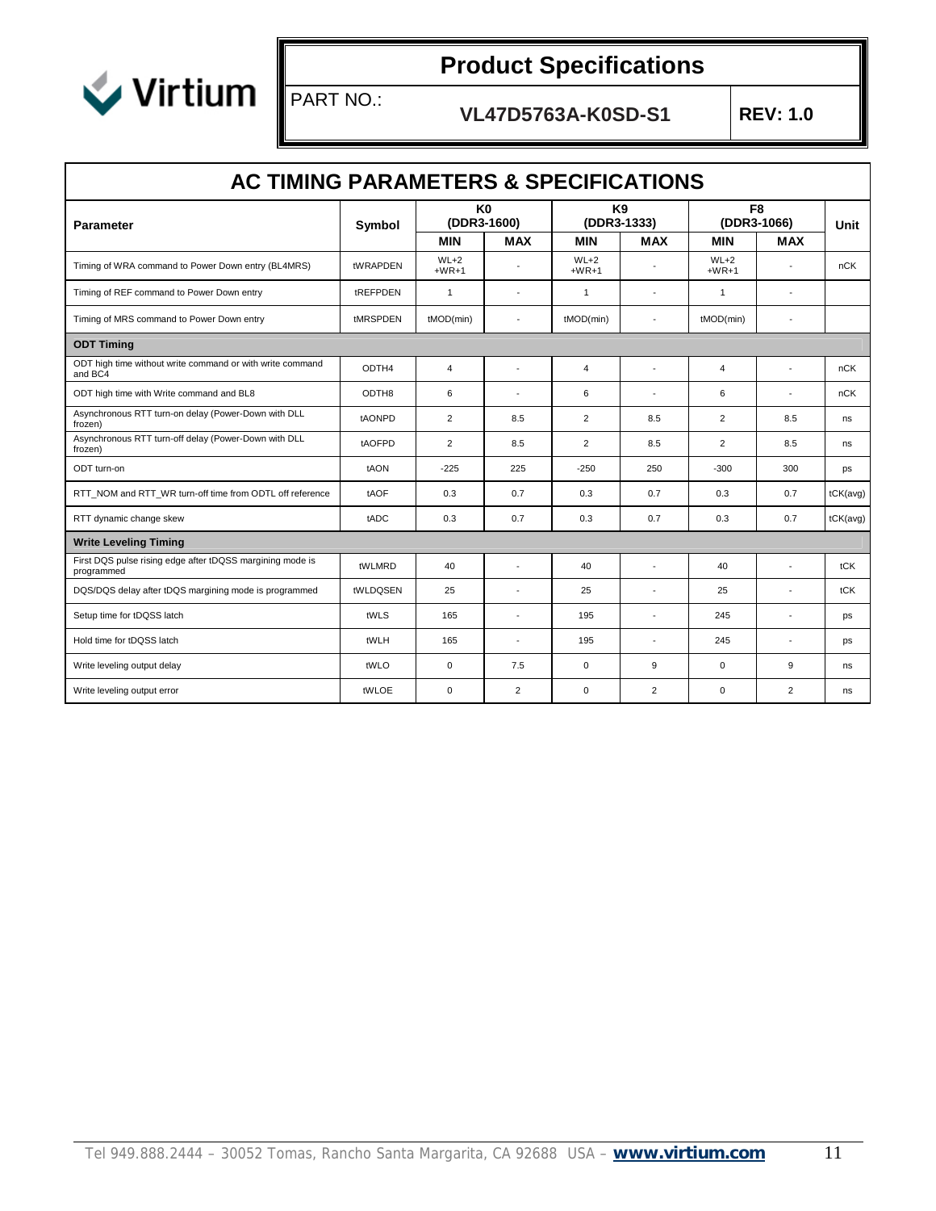# Product Specifications

PART NO.: **VL47D5763A-K0SD-S1** **REV: 1.0**

## AC TIMING PARAMETERS & SPECIFICATIONS

| Parameter | Symbol | K0 (DDR3-1600) | | K9 (DDR3-1333) | | F8 (DDR3-1066) | | Unit |
|---|---|---|---|---|---|---|---|---|
| | | MIN | MAX | MIN | MAX | MIN | MAX | |
| Timing of WRA command to Power Down entry (BL4MRS) | tWRAPDEN | WL+2 +WR+1 | - | WL+2 +WR+1 | - | WL+2 +WR+1 | - | nCK |
| Timing of REF command to Power Down entry | tREFPDEN | 1 | - | 1 | - | 1 | - | |
| Timing of MRS command to Power Down entry | tMRSPDEN | tMOD(min) | - | tMOD(min) | - | tMOD(min) | - | |
| **ODT Timing** | | | | | | | | |
| ODT high time without write command or with write command and BC4 | ODTH4 | 4 | - | 4 | - | 4 | - | nCK |
| ODT high time with Write command and BL8 | ODTH8 | 6 | - | 6 | - | 6 | - | nCK |
| Asynchronous RTT turn-on delay (Power-Down with DLL frozen) | tAONPD | 2 | 8.5 | 2 | 8.5 | 2 | 8.5 | ns |
| Asynchronous RTT turn-off delay (Power-Down with DLL frozen) | tAOFPD | 2 | 8.5 | 2 | 8.5 | 2 | 8.5 | ns |
| ODT turn-on | tAON | -225 | 225 | -250 | 250 | -300 | 300 | ps |
| RTT_NOM and RTT_WR turn-off time from ODTL off reference | tAOF | 0.3 | 0.7 | 0.3 | 0.7 | 0.3 | 0.7 | tCK(avg) |
| RTT dynamic change skew | tADC | 0.3 | 0.7 | 0.3 | 0.7 | 0.3 | 0.7 | tCK(avg) |
| **Write Leveling Timing** | | | | | | | | |
| First DQS pulse rising edge after tDQSS margining mode is programmed | tWLMRD | 40 | - | 40 | - | 40 | - | tCK |
| DQS/DQS delay after tDQS margining mode is programmed | tWLDQSEN | 25 | - | 25 | - | 25 | - | tCK |
| Setup time for tDQSS latch | tWLS | 165 | - | 195 | - | 245 | - | ps |
| Hold time for tDQSS latch | tWLH | 165 | - | 195 | - | 245 | - | ps |
| Write leveling output delay | tWLO | 0 | 7.5 | 0 | 9 | 0 | 9 | ns |
| Write leveling output error | tWLOE | 0 | 2 | 0 | 2 | 0 | 2 | ns |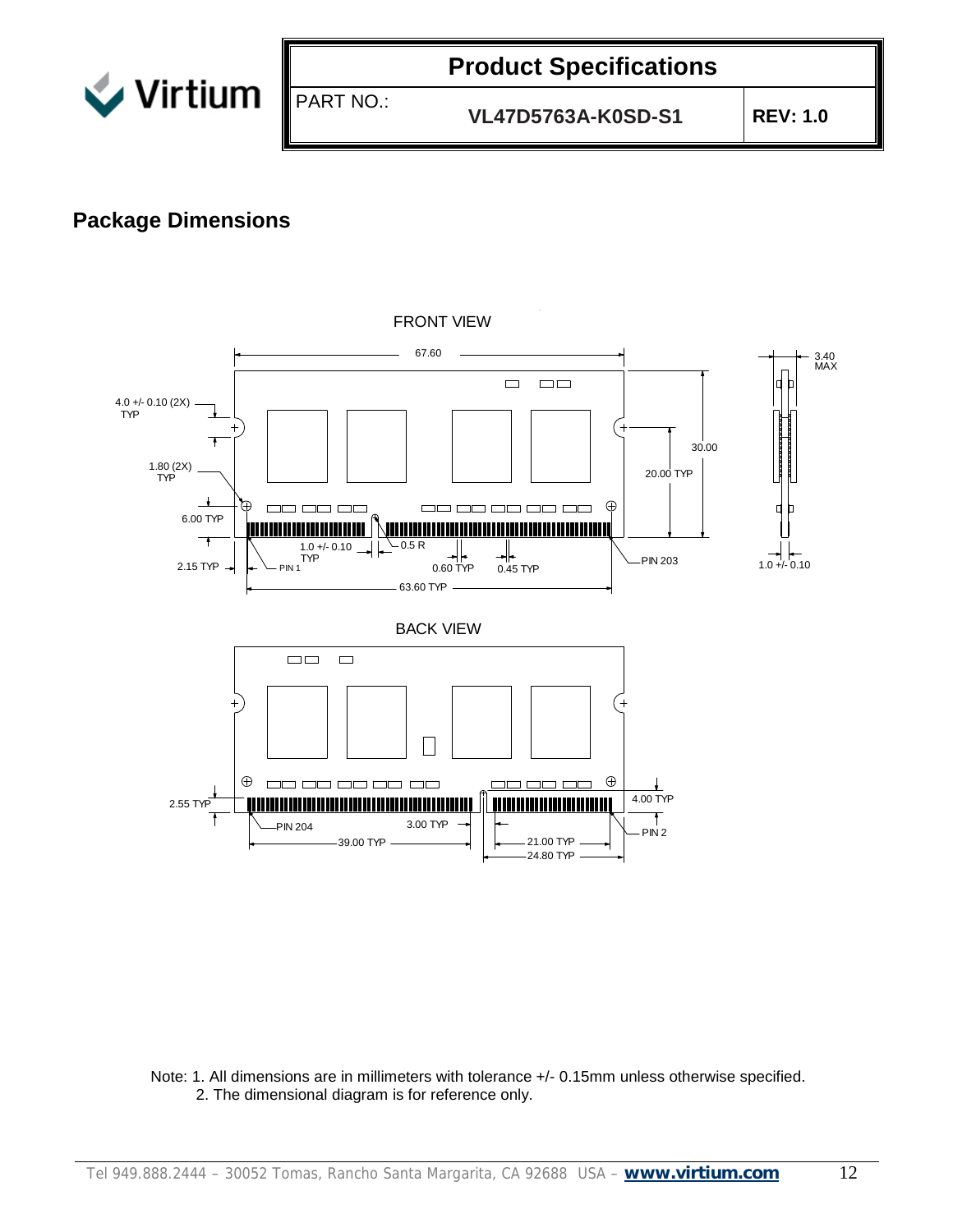## Package Dimensions

FRONT VIEW

67.60

4.0 +/- 0.10 (2X) TYP

1.80 (2X) TYP

6.00 TYP

2.15 TYP

PIN 1

1.0 +/- 0.10 TYP

0.5 R

0.60 TYP

0.45 TYP

63.60 TYP

PIN 203

30.00

20.00 TYP

3.40 MAX

1.0 +/- 0.10

BACK VIEW

2.55 TYP

PIN 204

3.00 TYP

39.00 TYP

21.00 TYP

24.80 TYP

4.00 TYP

PIN 2

Note: 1. All dimensions are in millimeters with tolerance +/- 0.15mm unless otherwise specified.
2. The dimensional diagram is for reference only.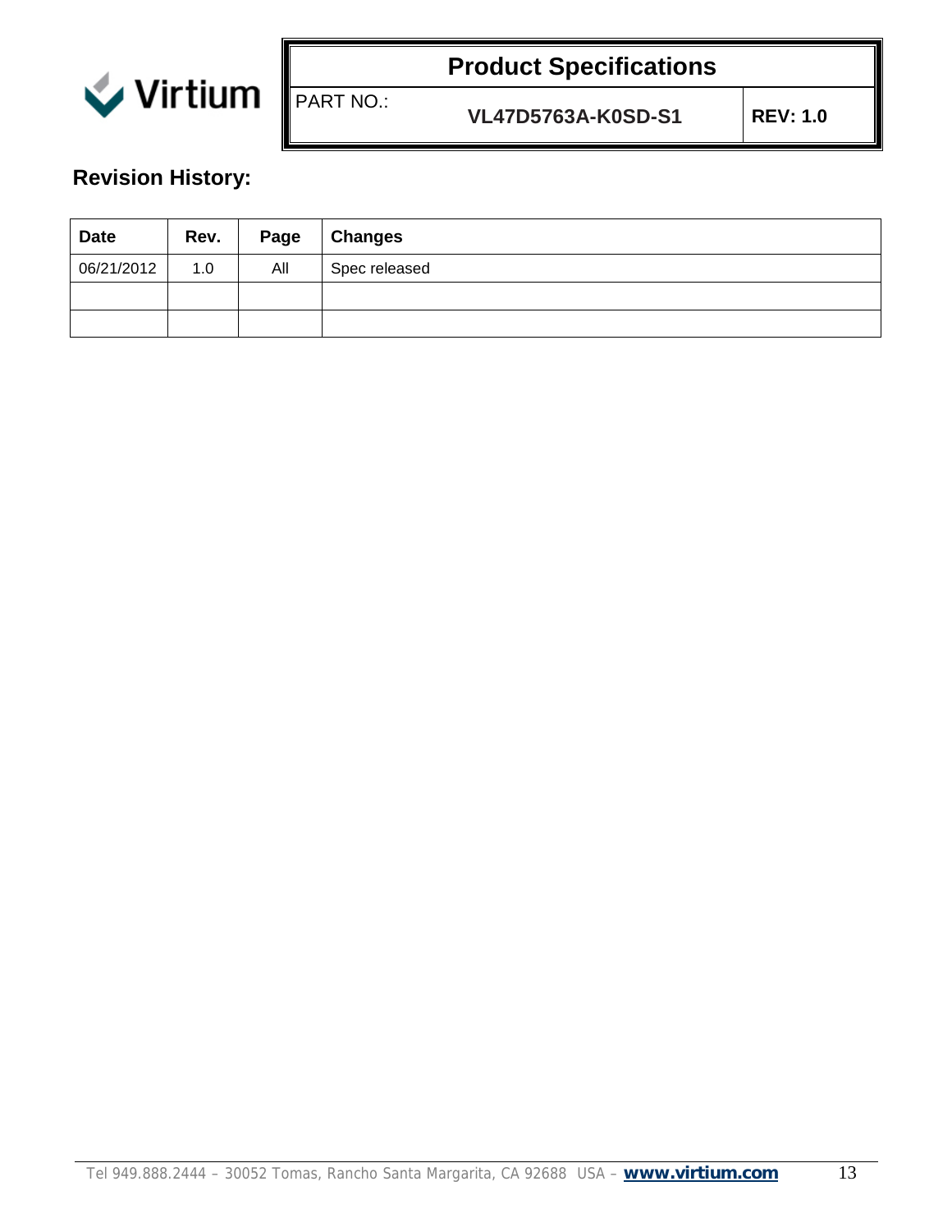## Revision History:

| Date | Rev. | Page | Changes |
|---|---|---|---|
| 06/21/2012 | 1.0 | All | Spec released |
| | | | |
| | | | |